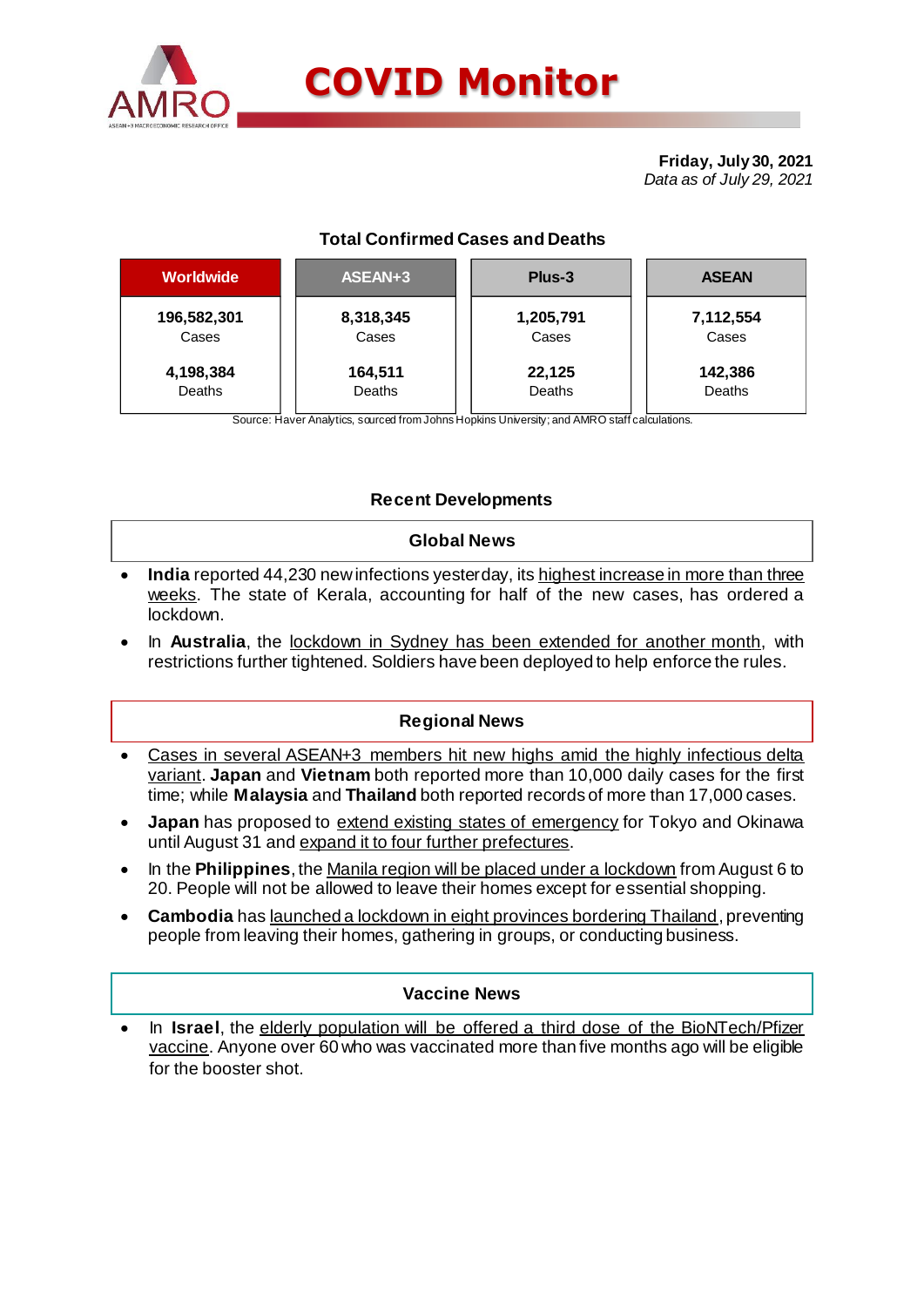# COVID Monitor

**Friday, July 30, 2021**
*Data as of July 29, 2021*

## Total Confirmed Cases and Deaths

| Worldwide | ASEAN+3 | Plus-3 | ASEAN |
|---|---|---|---|
| **196,582,301** Cases | **8,318,345** Cases | **1,205,791** Cases | **7,112,554** Cases |
| **4,198,384** Deaths | **164,511** Deaths | **22,125** Deaths | **142,386** Deaths |

Source: Haver Analytics, sourced from Johns Hopkins University; and AMRO staff calculations.

## Recent Developments

### Global News

- **India** reported 44,230 new infections yesterday, its highest increase in more than three weeks. The state of Kerala, accounting for half of the new cases, has ordered a lockdown.
- In **Australia**, the lockdown in Sydney has been extended for another month, with restrictions further tightened. Soldiers have been deployed to help enforce the rules.

### Regional News

- Cases in several ASEAN+3 members hit new highs amid the highly infectious delta variant. **Japan** and **Vietnam** both reported more than 10,000 daily cases for the first time; while **Malaysia** and **Thailand** both reported records of more than 17,000 cases.
- **Japan** has proposed to extend existing states of emergency for Tokyo and Okinawa until August 31 and expand it to four further prefectures.
- In the **Philippines**, the Manila region will be placed under a lockdown from August 6 to 20. People will not be allowed to leave their homes except for essential shopping.
- **Cambodia** has launched a lockdown in eight provinces bordering Thailand, preventing people from leaving their homes, gathering in groups, or conducting business.

### Vaccine News

- In **Israel**, the elderly population will be offered a third dose of the BioNTech/Pfizer vaccine. Anyone over 60 who was vaccinated more than five months ago will be eligible for the booster shot.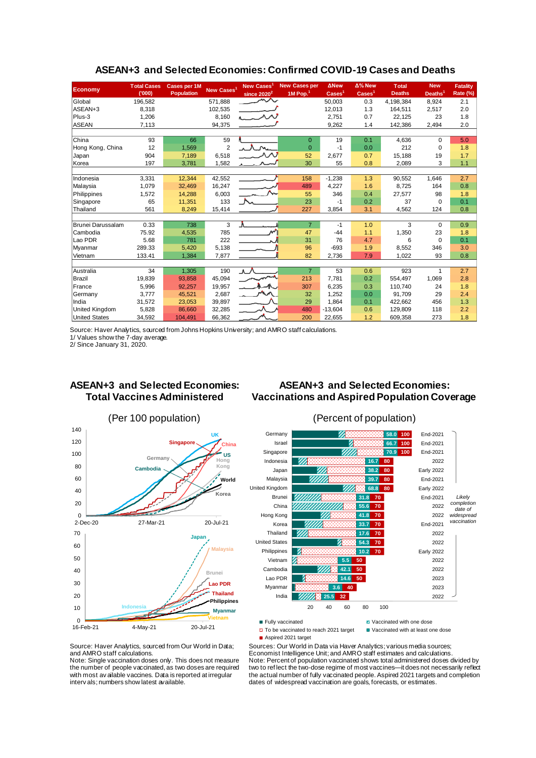## ASEAN+3 and Selected Economies: Confirmed COVID-19 Cases and Deaths

| Economy | Total Cases ('000) | Cases per 1M Population | New Cases[1] | New Cases[1] since 2020[2] | New Cases per 1M Pop.[1] | ΔNew Cases[1] | Δ% New Cases[1] | Total Deaths | New Deaths[1] | Fatality Rate (%) |
|---|---|---|---|---|---|---|---|---|---|---|
| Global | 196,582 | | 571,888 | | | 50,003 | 0.3 | 4,198,384 | 8,924 | 2.1 |
| ASEAN+3 | 8,318 | | 102,535 | | | 12,013 | 1.3 | 164,511 | 2,517 | 2.0 |
| Plus-3 | 1,206 | | 8,160 | | | 2,751 | 0.7 | 22,125 | 23 | 1.8 |
| ASEAN | 7,113 | | 94,375 | | | 9,262 | 1.4 | 142,386 | 2,494 | 2.0 |
| | | | | | | | | | | |
| China | 93 | 66 | 59 | | 0 | 19 | 0.1 | 4,636 | 0 | 5.0 |
| Hong Kong, China | 12 | 1,569 | 2 | | 0 | -1 | 0.0 | 212 | 0 | 1.8 |
| Japan | 904 | 7,189 | 6,518 | | 52 | 2,677 | 0.7 | 15,188 | 19 | 1.7 |
| Korea | 197 | 3,781 | 1,582 | | 30 | 55 | 0.8 | 2,089 | 3 | 1.1 |
| | | | | | | | | | | |
| Indonesia | 3,331 | 12,344 | 42,552 | | 158 | -1,238 | 1.3 | 90,552 | 1,646 | 2.7 |
| Malaysia | 1,079 | 32,469 | 16,247 | | 489 | 4,227 | 1.6 | 8,725 | 164 | 0.8 |
| Philippines | 1,572 | 14,288 | 6,003 | | 55 | 346 | 0.4 | 27,577 | 98 | 1.8 |
| Singapore | 65 | 11,351 | 133 | | 23 | -1 | 0.2 | 37 | 0 | 0.1 |
| Thailand | 561 | 8,249 | 15,414 | | 227 | 3,854 | 3.1 | 4,562 | 124 | 0.8 |
| | | | | | | | | | | |
| Brunei Darussalam | 0.33 | 738 | 3 | | 7 | -1 | 1.0 | 3 | 0 | 0.9 |
| Cambodia | 75.92 | 4,535 | 785 | | 47 | -44 | 1.1 | 1,350 | 23 | 1.8 |
| Lao PDR | 5.68 | 781 | 222 | | 31 | 76 | 4.7 | 6 | 0 | 0.1 |
| Myanmar | 289.33 | 5,420 | 5,138 | | 96 | -693 | 1.9 | 8,552 | 346 | 3.0 |
| Vietnam | 133.41 | 1,384 | 7,877 | | 82 | 2,736 | 7.9 | 1,022 | 93 | 0.8 |
| | | | | | | | | | | |
| Australia | 34 | 1,305 | 190 | | 7 | 53 | 0.6 | 923 | 1 | 2.7 |
| Brazil | 19,839 | 93,858 | 45,094 | | 213 | 7,781 | 0.2 | 554,497 | 1,069 | 2.8 |
| France | 5,996 | 92,257 | 19,957 | | 307 | 6,235 | 0.3 | 110,740 | 24 | 1.8 |
| Germany | 3,777 | 45,521 | 2,687 | | 32 | 1,252 | 0.0 | 91,709 | 29 | 2.4 |
| India | 31,572 | 23,053 | 39,897 | | 29 | 1,864 | 0.1 | 422,662 | 456 | 1.3 |
| United Kingdom | 5,828 | 86,660 | 32,285 | | 480 | -13,604 | 0.6 | 129,809 | 118 | 2.2 |
| United States | 34,592 | 104,491 | 66,362 | | 200 | 22,655 | 1.2 | 609,358 | 273 | 1.8 |

Source: Haver Analytics, sourced from Johns Hopkins University; and AMRO staff calculations.
1/ Values show the 7-day average.
2/ Since January 31, 2020.

## ASEAN+3 and Selected Economies: Total Vaccines Administered

(Per 100 population)

Source: Haver Analytics, sourced from Our World in Data; and AMRO staff calculations.
Note: Single vaccination doses only. This does not measure the number of people vaccinated, as two doses are required with most available vaccines. Data is reported at irregular intervals; numbers show latest available.

## ASEAN+3 and Selected Economies: Vaccinations and Aspired Population Coverage

(Percent of population)

| Economy | Vaccinated with at least one dose (%) | Aspired 2021 target (%) | Likely completion date of widespread vaccination |
|---|---|---|---|
| Germany | 58.0 | 100 | End-2021 |
| Israel | 66.7 | 100 | End-2021 |
| Singapore | 70.9 | 100 | End-2021 |
| Indonesia | 16.7 | 80 | 2022 |
| Japan | 38.2 | 80 | Early 2022 |
| Malaysia | 39.7 | 80 | End-2021 |
| United Kingdom | 68.8 | 80 | Early 2022 |
| Brunei | 31.8 | 70 | End-2021 |
| China | 55.6 | 70 | 2022 |
| Hong Kong | 41.8 | 70 | 2022 |
| Korea | 33.7 | 70 | End-2021 |
| Thailand | 17.6 | 70 | 2022 |
| United States | 54.3 | 70 | 2022 |
| Philippines | 10.2 | 70 | Early 2022 |
| Vietnam | 5.5 | 50 | 2022 |
| Cambodia | 42.1 | 50 | 2022 |
| Lao PDR | 14.6 | 50 | 2023 |
| Myanmar | 3.6 | 40 | 2023 |
| India | 25.5 | 32 | 2022 |

Legend: Fully vaccinated; Vaccinated with one dose; To be vaccinated to reach 2021 target; Vaccinated with at least one dose; Aspired 2021 target

Sources: Our World in Data via Haver Analytics; various media sources; Economist Intelligence Unit; and AMRO staff estimates and calculations.
Note: Percent of population vaccinated shows total administered doses divided by two to reflect the two-dose regime of most vaccines—it does not necessarily reflect the actual number of fully vaccinated people. Aspired 2021 targets and completion dates of widespread vaccination are goals, forecasts, or estimates.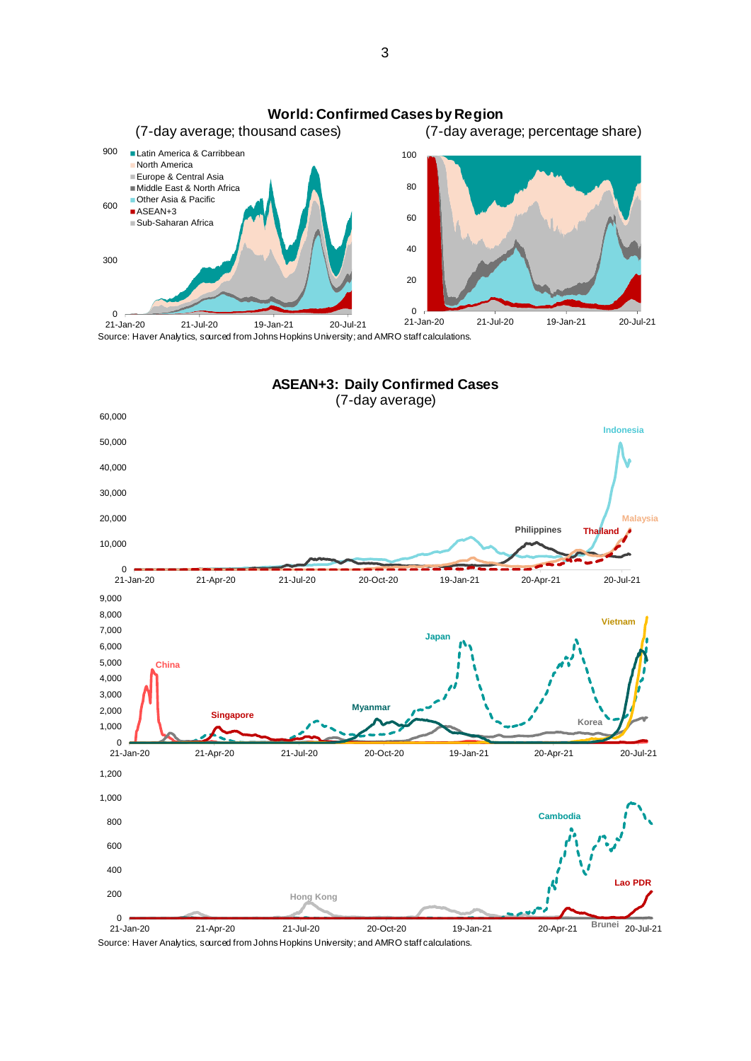**World: Confirmed Cases by Region**

(7-day average; thousand cases) (7-day average; percentage share)

- Latin America & Carribbean
- North America
- Europe & Central Asia
- Middle East & North Africa
- Other Asia & Pacific
- ASEAN+3
- Sub-Saharan Africa

Source: Haver Analytics, sourced from Johns Hopkins University; and AMRO staff calculations.

**ASEAN+3: Daily Confirmed Cases**

(7-day average)

Source: Haver Analytics, sourced from Johns Hopkins University; and AMRO staff calculations.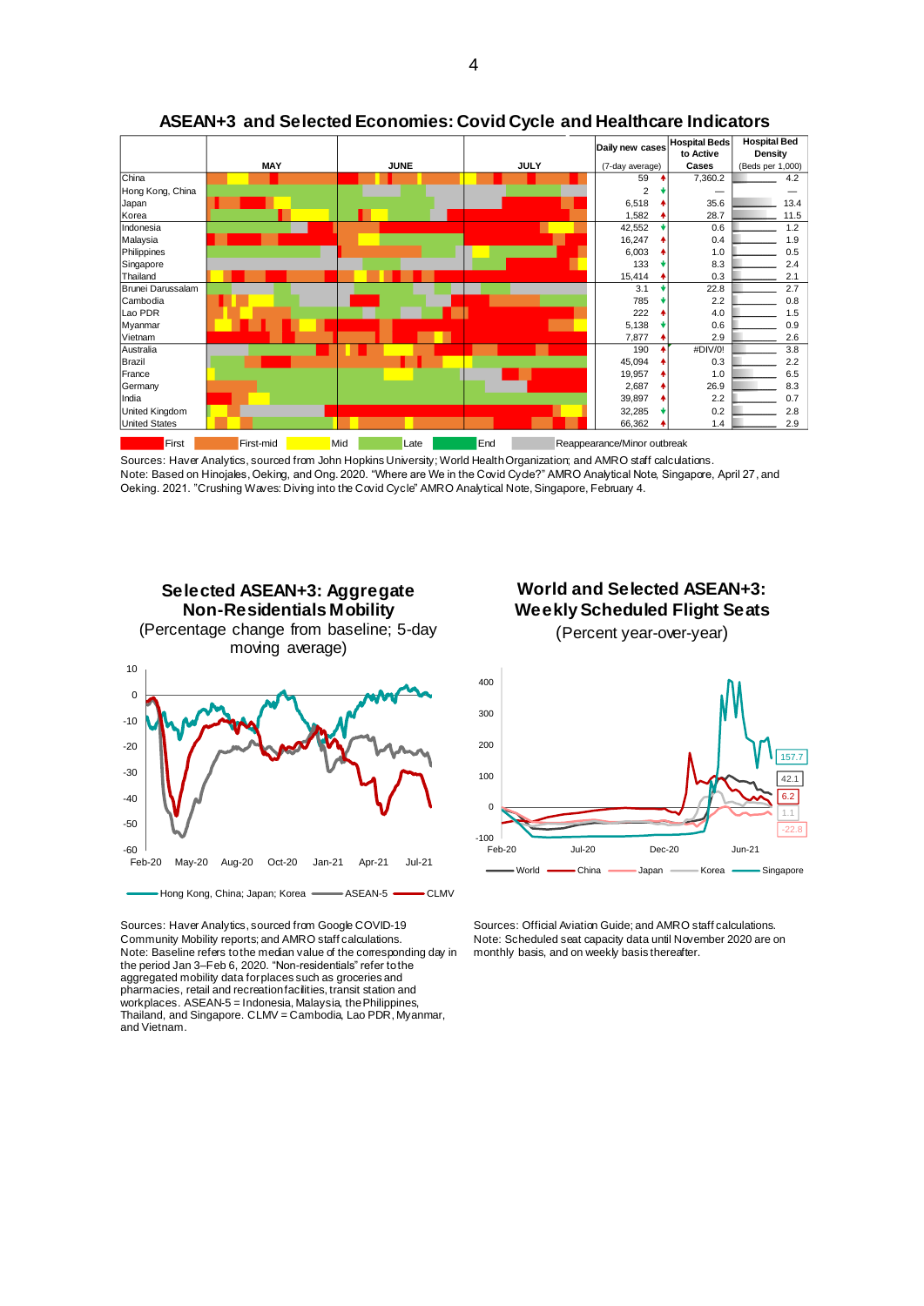## ASEAN+3 and Selected Economies: Covid Cycle and Healthcare Indicators

| | MAY | JUNE | JULY | Daily new cases (7-day average) | | Hospital Beds to Active Cases | Hospital Bed Density (Beds per 1,000) |
|---|---|---|---|---|---|---|---|
| China | | | | 59 | ▲ | 7,360.2 | 4.2 |
| Hong Kong, China | | | | 2 | ▼ | — | — |
| Japan | | | | 6,518 | ▲ | 35.6 | 13.4 |
| Korea | | | | 1,582 | ▲ | 28.7 | 11.5 |
| Indonesia | | | | 42,552 | ▼ | 0.6 | 1.2 |
| Malaysia | | | | 16,247 | ▲ | 0.4 | 1.9 |
| Philippines | | | | 6,003 | ▲ | 1.0 | 0.5 |
| Singapore | | | | 133 | ▼ | 8.3 | 2.4 |
| Thailand | | | | 15,414 | ▲ | 0.3 | 2.1 |
| Brunei Darussalam | | | | 3.1 | ▼ | 22.8 | 2.7 |
| Cambodia | | | | 785 | ▼ | 2.2 | 0.8 |
| Lao PDR | | | | 222 | ▲ | 4.0 | 1.5 |
| Myanmar | | | | 5,138 | ▼ | 0.6 | 0.9 |
| Vietnam | | | | 7,877 | ▲ | 2.9 | 2.6 |
| Australia | | | | 190 | ▲ | #DIV/0! | 3.8 |
| Brazil | | | | 45,094 | ▲ | 0.3 | 2.2 |
| France | | | | 19,957 | ▲ | 1.0 | 6.5 |
| Germany | | | | 2,687 | ▲ | 26.9 | 8.3 |
| India | | | | 39,897 | ▲ | 2.2 | 0.7 |
| United Kingdom | | | | 32,285 | ▼ | 0.2 | 2.8 |
| United States | | | | 66,362 | ▲ | 1.4 | 2.9 |

First | First-mid | Mid | Late | End | Reappearance/Minor outbreak

Sources: Haver Analytics, sourced from John Hopkins University; World Health Organization; and AMRO staff calculations.
Note: Based on Hinojales, Oeking, and Ong. 2020. "Where are We in the Covid Cycle?" AMRO Analytical Note, Singapore, April 27, and Oeking. 2021. "Crushing Waves: Diving into the Covid Cycle" AMRO Analytical Note, Singapore, February 4.

### Selected ASEAN+3: Aggregate Non-Residentials Mobility
(Percentage change from baseline; 5-day moving average)

10
0
-10
-20
-30
-40
-50
-60
Feb-20 May-20 Aug-20 Oct-20 Jan-21 Apr-21 Jul-21

Hong Kong, China; Japan; Korea — ASEAN-5 — CLMV

Sources: Haver Analytics, sourced from Google COVID-19 Community Mobility reports; and AMRO staff calculations.
Note: Baseline refers to the median value of the corresponding day in the period Jan 3–Feb 6, 2020. "Non-residentials" refer to the aggregated mobility data for places such as groceries and pharmacies, retail and recreation facilities, transit station and workplaces. ASEAN-5 = Indonesia, Malaysia, the Philippines, Thailand, and Singapore. CLMV = Cambodia, Lao PDR, Myanmar, and Vietnam.

### World and Selected ASEAN+3: Weekly Scheduled Flight Seats
(Percent year-over-year)

400
300
200
100
0
-100
Feb-20 Jul-20 Dec-20 Jun-21

157.7
42.1
6.2
1.1
-22.8

World — China — Japan — Korea — Singapore

Sources: Official Aviation Guide; and AMRO staff calculations.
Note: Scheduled seat capacity data until November 2020 are on monthly basis, and on weekly basis thereafter.